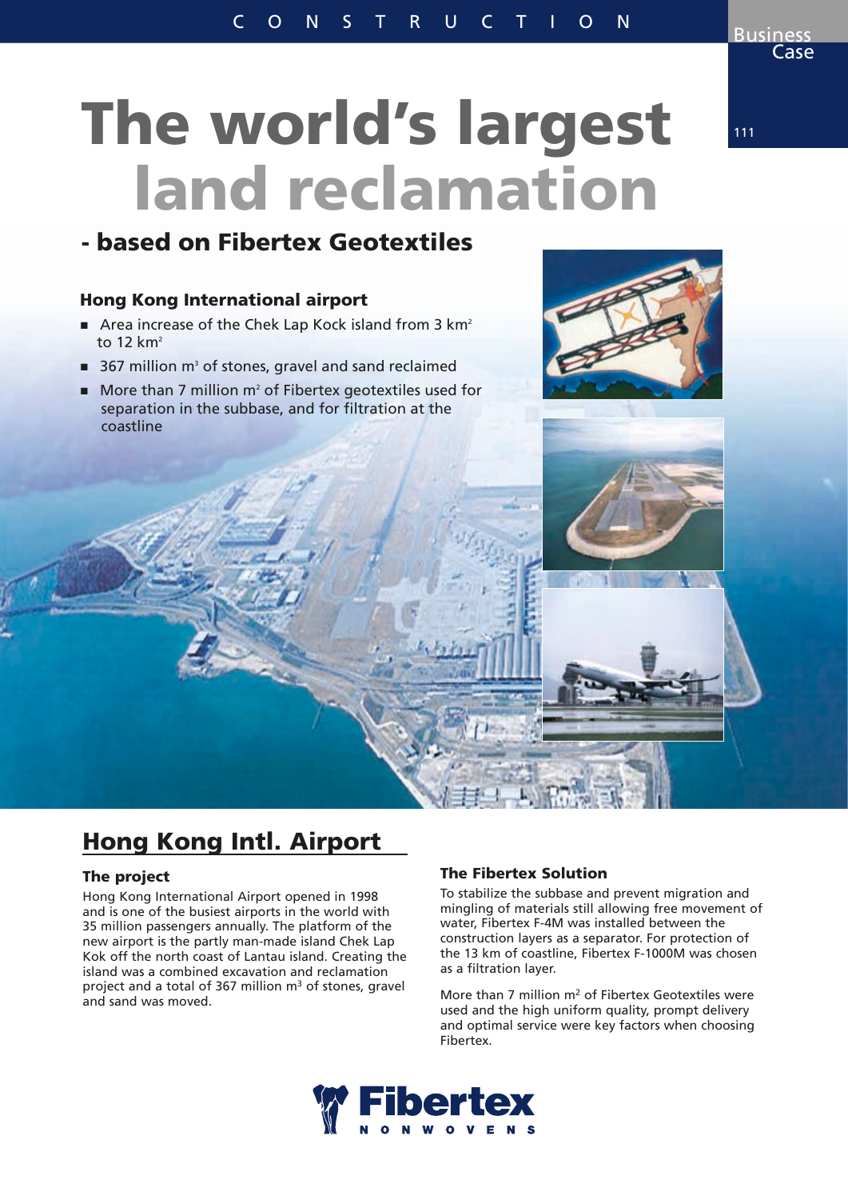CONSTRUCTION

Business Case

# The world's largest land reclamation

## - based on Fibertex Geotextiles

### Hong Kong International airport

- Area increase of the Chek Lap Kock island from 3 km$^2$ to 12 km$^2$
- 367 million m$^3$ of stones, gravel and sand reclaimed
- More than 7 million m$^2$ of Fibertex geotextiles used for separation in the subbase, and for filtration at the coastline

## Hong Kong Intl. Airport

### The project

Hong Kong International Airport opened in 1998 and is one of the busiest airports in the world with 35 million passengers annually. The platform of the new airport is the partly man-made island Chek Lap Kok off the north coast of Lantau island. Creating the island was a combined excavation and reclamation project and a total of 367 million m$^3$ of stones, gravel and sand was moved.

### The Fibertex Solution

To stabilize the subbase and prevent migration and mingling of materials still allowing free movement of water, Fibertex F-4M was installed between the construction layers as a separator. For protection of the 13 km of coastline, Fibertex F-1000M was chosen as a filtration layer.

More than 7 million m$^2$ of Fibertex Geotextiles were used and the high uniform quality, prompt delivery and optimal service were key factors when choosing Fibertex.

Fibertex NONWOVENS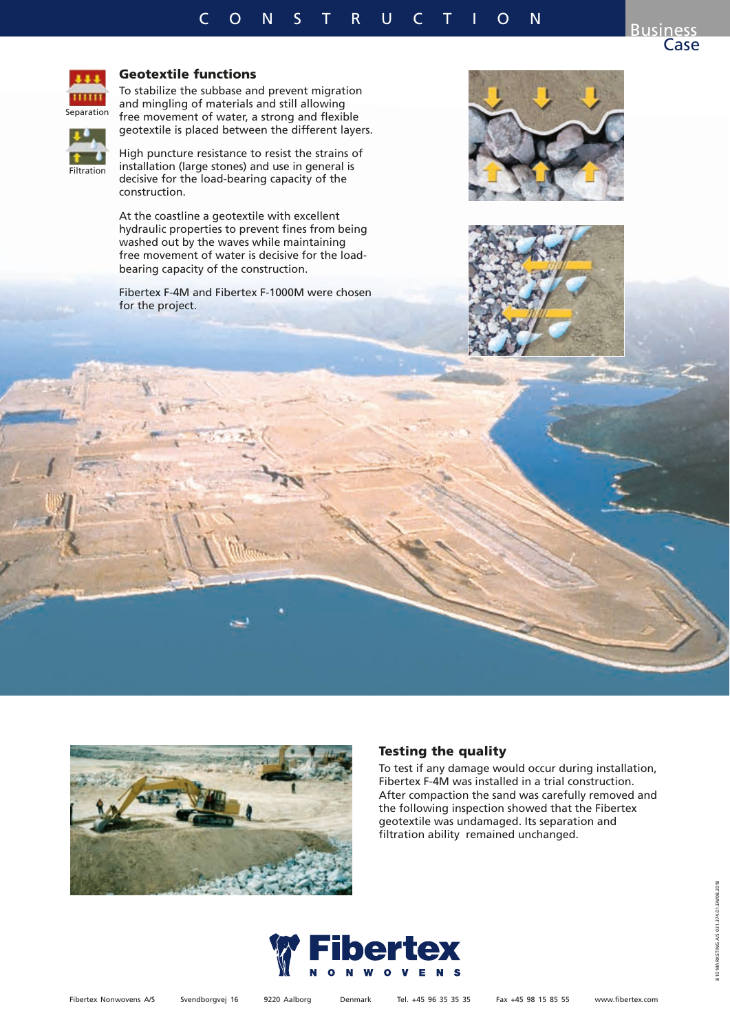## Geotextile functions

Separation

Filtration

To stabilize the subbase and prevent migration and mingling of materials and still allowing free movement of water, a strong and flexible geotextile is placed between the different layers.

High puncture resistance to resist the strains of installation (large stones) and use in general is decisive for the load-bearing capacity of the construction.

At the coastline a geotextile with excellent hydraulic properties to prevent fines from being washed out by the waves while maintaining free movement of water is decisive for the load-bearing capacity of the construction.

Fibertex F-4M and Fibertex F-1000M were chosen for the project.

## Testing the quality

To test if any damage would occur during installation, Fibertex F-4M was installed in a trial construction. After compaction the sand was carefully removed and the following inspection showed that the Fibertex geotextile was undamaged. Its separation and filtration ability remained unchanged.

Fibertex NONWOVENS

Fibertex Nonwovens A/S Svendborgvej 16 9220 Aalborg Denmark Tel. +45 96 35 35 35 Fax +45 98 15 85 55 www.fibertex.com